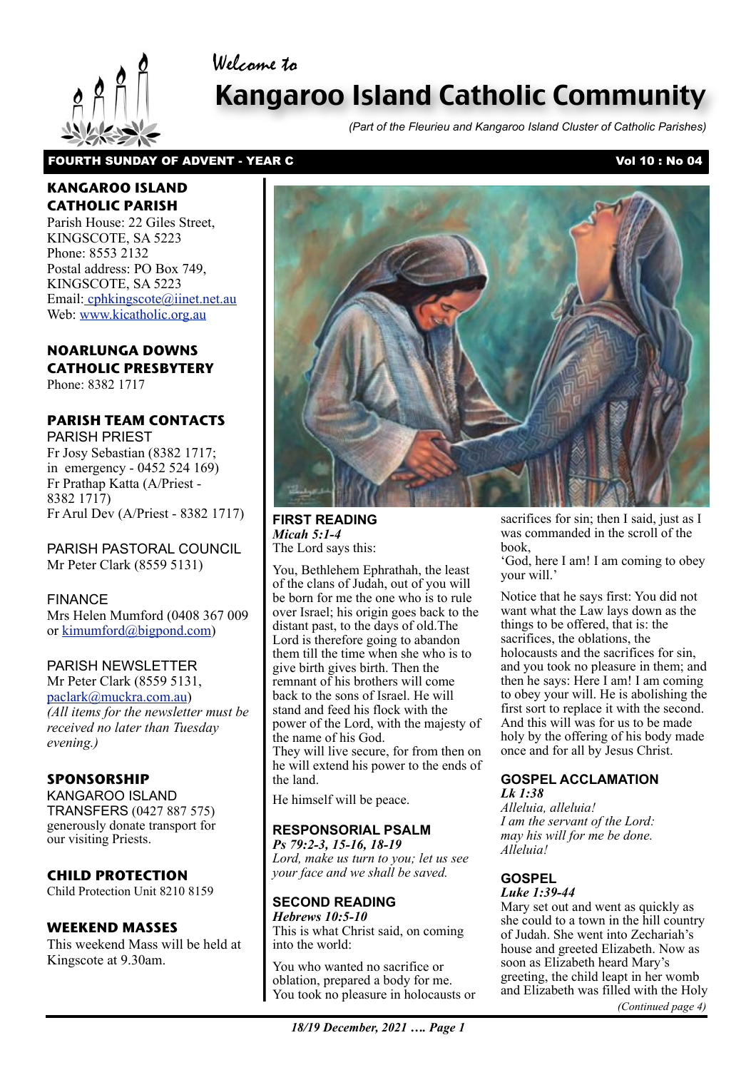Welcome to

# Kangaroo Island Catholic Community

*(Part of the Fleurieu and Kangaroo Island Cluster of Catholic Parishes)*

**FOURTH SUNDAY OF ADVENT - YEAR C** **Vol 10 : No 04**

## KANGAROO ISLAND CATHOLIC PARISH

Parish House: 22 Giles Street, KINGSCOTE, SA 5223
Phone: 8553 2132
Postal address: PO Box 749, KINGSCOTE, SA 5223
Email: cphkingscote@iinet.net.au
Web: www.kicatholic.org.au

## NOARLUNGA DOWNS CATHOLIC PRESBYTERY

Phone: 8382 1717

## PARISH TEAM CONTACTS

PARISH PRIEST
Fr Josy Sebastian (8382 1717; in emergency - 0452 524 169)
Fr Prathap Katta (A/Priest - 8382 1717)
Fr Arul Dev (A/Priest - 8382 1717)

PARISH PASTORAL COUNCIL
Mr Peter Clark (8559 5131)

FINANCE
Mrs Helen Mumford (0408 367 009 or kimumford@bigpond.com)

PARISH NEWSLETTER
Mr Peter Clark (8559 5131, paclark@muckra.com.au)
*(All items for the newsletter must be received no later than Tuesday evening.)*

## SPONSORSHIP

KANGAROO ISLAND TRANSFERS (0427 887 575) generously donate transport for our visiting Priests.

## CHILD PROTECTION

Child Protection Unit 8210 8159

## WEEKEND MASSES

This weekend Mass will be held at Kingscote at 9.30am.

### FIRST READING

***Micah 5:1-4***
The Lord says this:

You, Bethlehem Ephrathah, the least of the clans of Judah, out of you will be born for me the one who is to rule over Israel; his origin goes back to the distant past, to the days of old.The Lord is therefore going to abandon them till the time when she who is to give birth gives birth. Then the remnant of his brothers will come back to the sons of Israel. He will stand and feed his flock with the power of the Lord, with the majesty of the name of his God.
They will live secure, for from then on he will extend his power to the ends of the land.

He himself will be peace.

### RESPONSORIAL PSALM

***Ps 79:2-3, 15-16, 18-19***
*Lord, make us turn to you; let us see your face and we shall be saved.*

### SECOND READING

***Hebrews 10:5-10***
This is what Christ said, on coming into the world:

You who wanted no sacrifice or oblation, prepared a body for me. You took no pleasure in holocausts or sacrifices for sin; then I said, just as I was commanded in the scroll of the book,
'God, here I am! I am coming to obey your will.'

Notice that he says first: You did not want what the Law lays down as the things to be offered, that is: the sacrifices, the oblations, the holocausts and the sacrifices for sin, and you took no pleasure in them; and then he says: Here I am! I am coming to obey your will. He is abolishing the first sort to replace it with the second. And this will was for us to be made holy by the offering of his body made once and for all by Jesus Christ.

### GOSPEL ACCLAMATION

***Lk 1:38***
*Alleluia, alleluia!*
*I am the servant of the Lord:*
*may his will for me be done.*
*Alleluia!*

### GOSPEL

***Luke 1:39-44***
Mary set out and went as quickly as she could to a town in the hill country of Judah. She went into Zechariah's house and greeted Elizabeth. Now as soon as Elizabeth heard Mary's greeting, the child leapt in her womb and Elizabeth was filled with the Holy

*(Continued page 4)*

*18/19 December, 2021 …. Page 1*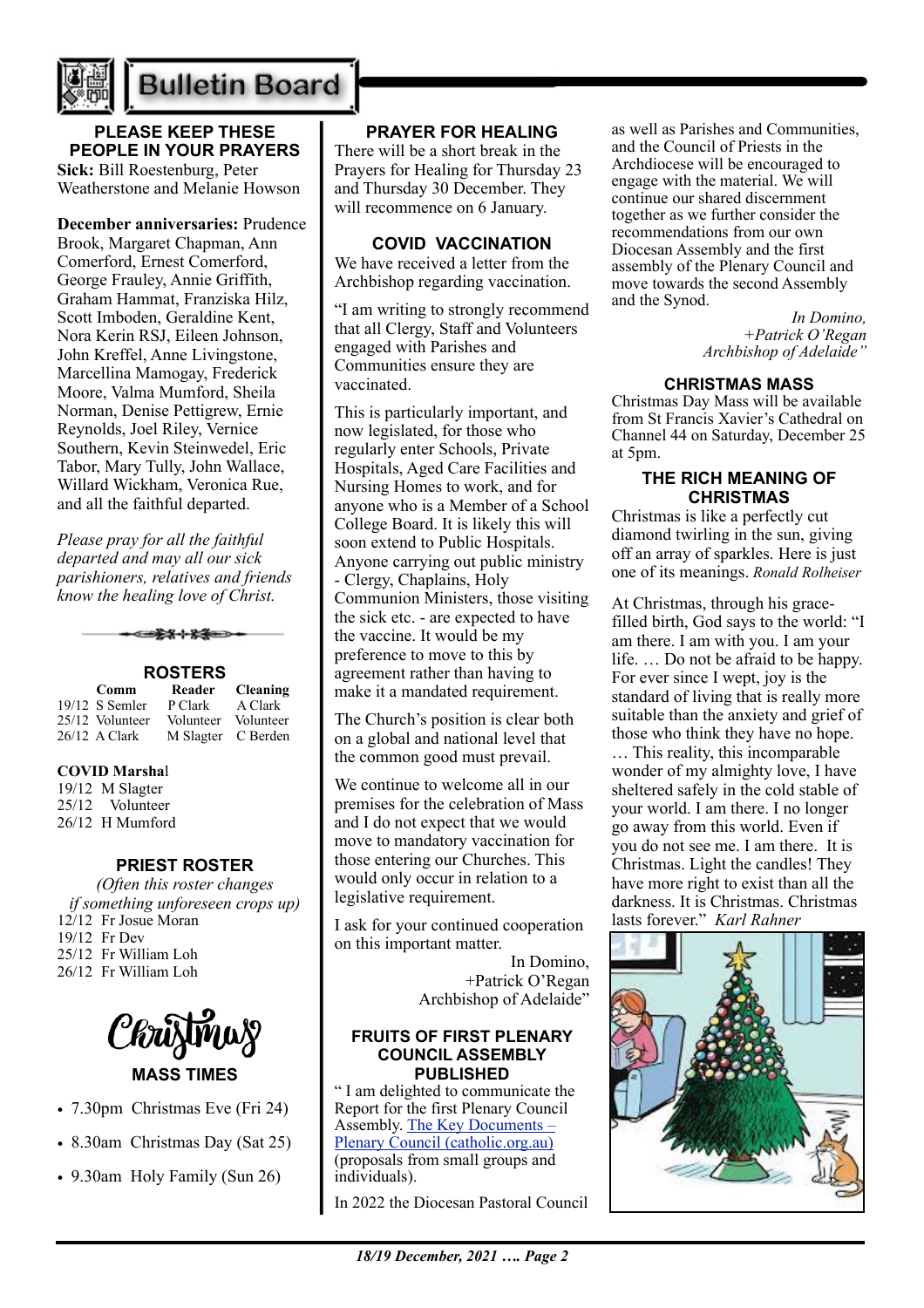# Bulletin Board

## PLEASE KEEP THESE PEOPLE IN YOUR PRAYERS

**Sick:** Bill Roestenburg, Peter Weatherstone and Melanie Howson

**December anniversaries:** Prudence Brook, Margaret Chapman, Ann Comerford, Ernest Comerford, George Frauley, Annie Griffith, Graham Hammat, Franziska Hilz, Scott Imboden, Geraldine Kent, Nora Kerin RSJ, Eileen Johnson, John Kreffel, Anne Livingstone, Marcellina Mamogay, Frederick Moore, Valma Mumford, Sheila Norman, Denise Pettigrew, Ernie Reynolds, Joel Riley, Vernice Southern, Kevin Steinwedel, Eric Tabor, Mary Tully, John Wallace, Willard Wickham, Veronica Rue, and all the faithful departed.

*Please pray for all the faithful departed and may all our sick parishioners, relatives and friends know the healing love of Christ.*

## ROSTERS

| | Comm | Reader | Cleaning |
|---|---|---|---|
| 19/12 | S Semler | P Clark | A Clark |
| 25/12 | Volunteer | Volunteer | Volunteer |
| 26/12 | A Clark | M Slagter | C Berden |

**COVID Marshal**

19/12 M Slagter
25/12 Volunteer
26/12 H Mumford

## PRIEST ROSTER

*(Often this roster changes if something unforeseen crops up)*

12/12 Fr Josue Moran
19/12 Fr Dev
25/12 Fr William Loh
26/12 Fr William Loh

## Christmas MASS TIMES

- 7.30pm Christmas Eve (Fri 24)
- 8.30am Christmas Day (Sat 25)
- 9.30am Holy Family (Sun 26)

## PRAYER FOR HEALING

There will be a short break in the Prayers for Healing for Thursday 23 and Thursday 30 December. They will recommence on 6 January.

## COVID VACCINATION

We have received a letter from the Archbishop regarding vaccination.

"I am writing to strongly recommend that all Clergy, Staff and Volunteers engaged with Parishes and Communities ensure they are vaccinated.

This is particularly important, and now legislated, for those who regularly enter Schools, Private Hospitals, Aged Care Facilities and Nursing Homes to work, and for anyone who is a Member of a School College Board. It is likely this will soon extend to Public Hospitals. Anyone carrying out public ministry - Clergy, Chaplains, Holy Communion Ministers, those visiting the sick etc. - are expected to have the vaccine. It would be my preference to move to this by agreement rather than having to make it a mandated requirement.

The Church's position is clear both on a global and national level that the common good must prevail.

We continue to welcome all in our premises for the celebration of Mass and I do not expect that we would move to mandatory vaccination for those entering our Churches. This would only occur in relation to a legislative requirement.

I ask for your continued cooperation on this important matter.

In Domino,
+Patrick O'Regan
Archbishop of Adelaide"

## FRUITS OF FIRST PLENARY COUNCIL ASSEMBLY PUBLISHED

" I am delighted to communicate the Report for the first Plenary Council Assembly. [The Key Documents – Plenary Council (catholic.org.au)] (proposals from small groups and individuals).

In 2022 the Diocesan Pastoral Council as well as Parishes and Communities, and the Council of Priests in the Archdiocese will be encouraged to engage with the material. We will continue our shared discernment together as we further consider the recommendations from our own Diocesan Assembly and the first assembly of the Plenary Council and move towards the second Assembly and the Synod.

*In Domino,*
*+Patrick O'Regan*
*Archbishop of Adelaide"*

## CHRISTMAS MASS

Christmas Day Mass will be available from St Francis Xavier's Cathedral on Channel 44 on Saturday, December 25 at 5pm.

## THE RICH MEANING OF CHRISTMAS

Christmas is like a perfectly cut diamond twirling in the sun, giving off an array of sparkles. Here is just one of its meanings. *Ronald Rolheiser*

At Christmas, through his grace-filled birth, God says to the world: "I am there. I am with you. I am your life. … Do not be afraid to be happy. For ever since I wept, joy is the standard of living that is really more suitable than the anxiety and grief of those who think they have no hope. … This reality, this incomparable wonder of my almighty love, I have sheltered safely in the cold stable of your world. I am there. I no longer go away from this world. Even if you do not see me. I am there. It is Christmas. Light the candles! They have more right to exist than all the darkness. It is Christmas. Christmas lasts forever." *Karl Rahner*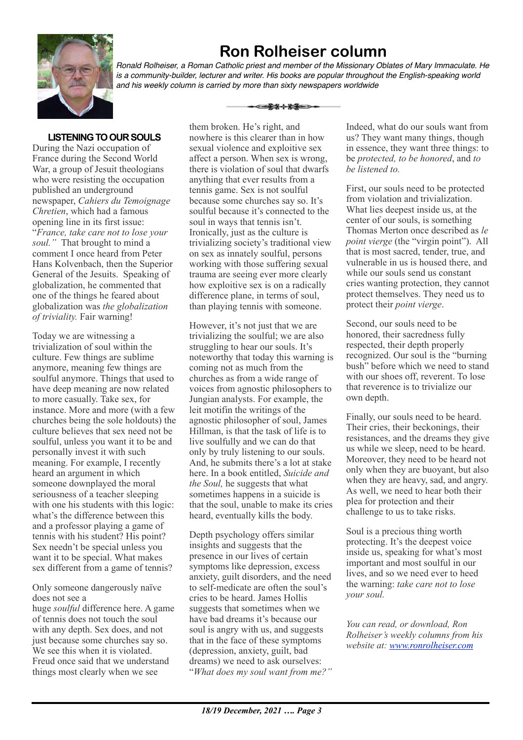# Ron Rolheiser column

*Ronald Rolheiser, a Roman Catholic priest and member of the Missionary Oblates of Mary Immaculate. He is a community-builder, lecturer and writer. His books are popular throughout the English-speaking world and his weekly column is carried by more than sixty newspapers worldwide*

## LISTENING TO OUR SOULS

During the Nazi occupation of France during the Second World War, a group of Jesuit theologians who were resisting the occupation published an underground newspaper, *Cahiers du Temoignage Chretien*, which had a famous opening line in its first issue: "*France, take care not to lose your soul."* That brought to mind a comment I once heard from Peter Hans Kolvenbach, then the Superior General of the Jesuits. Speaking of globalization, he commented that one of the things he feared about globalization was *the globalization of triviality.* Fair warning!

Today we are witnessing a trivialization of soul within the culture. Few things are sublime anymore, meaning few things are soulful anymore. Things that used to have deep meaning are now related to more casually. Take sex, for instance. More and more (with a few churches being the sole holdouts) the culture believes that sex need not be soulful, unless you want it to be and personally invest it with such meaning. For example, I recently heard an argument in which someone downplayed the moral seriousness of a teacher sleeping with one his students with this logic: what's the difference between this and a professor playing a game of tennis with his student? His point? Sex needn't be special unless you want it to be special. What makes sex different from a game of tennis?

Only someone dangerously naïve does not see a huge *soulful* difference here. A game of tennis does not touch the soul with any depth. Sex does, and not just because some churches say so. We see this when it is violated. Freud once said that we understand things most clearly when we see them broken. He's right, and nowhere is this clearer than in how sexual violence and exploitive sex affect a person. When sex is wrong, there is violation of soul that dwarfs anything that ever results from a tennis game. Sex is not soulful because some churches say so. It's soulful because it's connected to the soul in ways that tennis isn't. Ironically, just as the culture is trivializing society's traditional view on sex as innately soulful, persons working with those suffering sexual trauma are seeing ever more clearly how exploitive sex is on a radically difference plane, in terms of soul, than playing tennis with someone.

However, it's not just that we are trivializing the soulful; we are also struggling to hear our souls. It's noteworthy that today this warning is coming not as much from the churches as from a wide range of voices from agnostic philosophers to Jungian analysts. For example, the leit motifin the writings of the agnostic philosopher of soul, James Hillman, is that the task of life is to live soulfully and we can do that only by truly listening to our souls. And, he submits there's a lot at stake here. In a book entitled, *Suicide and the Soul,* he suggests that what sometimes happens in a suicide is that the soul, unable to make its cries heard, eventually kills the body.

Depth psychology offers similar insights and suggests that the presence in our lives of certain symptoms like depression, excess anxiety, guilt disorders, and the need to self-medicate are often the soul's cries to be heard. James Hollis suggests that sometimes when we have bad dreams it's because our soul is angry with us, and suggests that in the face of these symptoms (depression, anxiety, guilt, bad dreams) we need to ask ourselves: "*What does my soul want from me?"*

Indeed, what do our souls want from us? They want many things, though in essence, they want three things: to be *protected, to be honored*, and *to be listened to.*

First, our souls need to be protected from violation and trivialization. What lies deepest inside us, at the center of our souls, is something Thomas Merton once described as *le point vierge* (the "virgin point"). All that is most sacred, tender, true, and vulnerable in us is housed there, and while our souls send us constant cries wanting protection, they cannot protect themselves. They need us to protect their *point vierge*.

Second, our souls need to be honored, their sacredness fully respected, their depth properly recognized. Our soul is the "burning bush" before which we need to stand with our shoes off, reverent. To lose that reverence is to trivialize our own depth.

Finally, our souls need to be heard. Their cries, their beckonings, their resistances, and the dreams they give us while we sleep, need to be heard. Moreover, they need to be heard not only when they are buoyant, but also when they are heavy, sad, and angry. As well, we need to hear both their plea for protection and their challenge to us to take risks.

Soul is a precious thing worth protecting. It's the deepest voice inside us, speaking for what's most important and most soulful in our lives, and so we need ever to heed the warning: *take care not to lose your soul.*

*You can read, or download, Ron Rolheiser's weekly columns from his website at: [www.ronrolheiser.com](www.ronrolheiser.com)*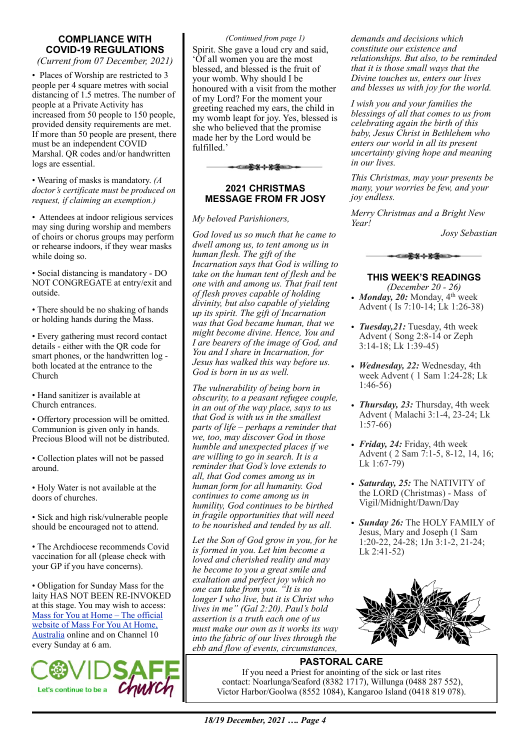## COMPLIANCE WITH COVID-19 REGULATIONS

*(Current from 07 December, 2021)*

- Places of Worship are restricted to 3 people per 4 square metres with social distancing of 1.5 metres. The number of people at a Private Activity has increased from 50 people to 150 people, provided density requirements are met. If more than 50 people are present, there must be an independent COVID Marshal. QR codes and/or handwritten logs are essential.
- Wearing of masks is mandatory. *(A doctor's certificate must be produced on request, if claiming an exemption.)*
- Attendees at indoor religious services may sing during worship and members of choirs or chorus groups may perform or rehearse indoors, if they wear masks while doing so.
- Social distancing is mandatory - DO NOT CONGREGATE at entry/exit and outside.
- There should be no shaking of hands or holding hands during the Mass.
- Every gathering must record contact details - either with the QR code for smart phones, or the handwritten log - both located at the entrance to the Church
- Hand sanitizer is available at Church entrances.
- Offertory procession will be omitted. Communion is given only in hands. Precious Blood will not be distributed.
- Collection plates will not be passed around.
- Holy Water is not available at the doors of churches.
- Sick and high risk/vulnerable people should be encouraged not to attend.
- The Archdiocese recommends Covid vaccination for all (please check with your GP if you have concerns).
- Obligation for Sunday Mass for the laity HAS NOT BEEN RE-INVOKED at this stage. You may wish to access: Mass for You at Home – The official website of Mass For You At Home, Australia online and on Channel 10 every Sunday at 6 am.

COVIDSAFE church
Let's continue to be a

*(Continued from page 1)*

Spirit. She gave a loud cry and said, 'Of all women you are the most blessed, and blessed is the fruit of your womb. Why should I be honoured with a visit from the mother of my Lord? For the moment your greeting reached my ears, the child in my womb leapt for joy. Yes, blessed is she who believed that the promise made her by the Lord would be fulfilled.'

## 2021 CHRISTMAS MESSAGE FROM FR JOSY

*My beloved Parishioners,*

*God loved us so much that he came to dwell among us, to tent among us in human flesh. The gift of the Incarnation says that God is willing to take on the human tent of flesh and be one with and among us. That frail tent of flesh proves capable of holding divinity, but also capable of yielding up its spirit. The gift of Incarnation was that God became human, that we might become divine. Hence, You and I are bearers of the image of God, and You and I share in Incarnation, for Jesus has walked this way before us. God is born in us as well.*

*The vulnerability of being born in obscurity, to a peasant refugee couple, in an out of the way place, says to us that God is with us in the smallest parts of life – perhaps a reminder that we, too, may discover God in those humble and unexpected places if we are willing to go in search. It is a reminder that God's love extends to all, that God comes among us in human form for all humanity. God continues to come among us in humility, God continues to be birthed in fragile opportunities that will need to be nourished and tended by us all.*

*Let the Son of God grow in you, for he is formed in you. Let him become a loved and cherished reality and may he become to you a great smile and exaltation and perfect joy which no one can take from you. "It is no longer I who live, but it is Christ who lives in me" (Gal 2:20). Paul's bold assertion is a truth each one of us must make our own as it works its way into the fabric of our lives through the ebb and flow of events, circumstances, demands and decisions which constitute our existence and relationships. But also, to be reminded that it is those small ways that the Divine touches us, enters our lives and blesses us with joy for the world.*

*I wish you and your families the blessings of all that comes to us from celebrating again the birth of this baby, Jesus Christ in Bethlehem who enters our world in all its present uncertainty giving hope and meaning in our lives.*

*This Christmas, may your presents be many, your worries be few, and your joy endless.*

*Merry Christmas and a Bright New Year!*

*Josy Sebastian*

## THIS WEEK'S READINGS

*(December 20 - 26)*

- ***Monday, 20:*** Monday, 4th week Advent ( Is 7:10-14; Lk 1:26-38)
- ***Tuesday,21:*** Tuesday, 4th week Advent ( Song 2:8-14 or Zeph 3:14-18; Lk 1:39-45)
- ***Wednesday, 22:*** Wednesday, 4th week Advent ( 1 Sam 1:24-28; Lk 1:46-56)
- ***Thursday, 23:*** Thursday, 4th week Advent ( Malachi 3:1-4, 23-24; Lk 1:57-66)
- ***Friday, 24:*** Friday, 4th week Advent ( 2 Sam 7:1-5, 8-12, 14, 16; Lk 1:67-79)
- ***Saturday, 25:*** The NATIVITY of the LORD (Christmas) - Mass of Vigil/Midnight/Dawn/Day
- ***Sunday 26:*** The HOLY FAMILY of Jesus, Mary and Joseph (1 Sam 1:20-22, 24-28; 1Jn 3:1-2, 21-24; Lk 2:41-52)

## PASTORAL CARE

If you need a Priest for anointing of the sick or last rites contact: Noarlunga/Seaford (8382 1717), Willunga (0488 287 552), Victor Harbor/Goolwa (8552 1084), Kangaroo Island (0418 819 078).